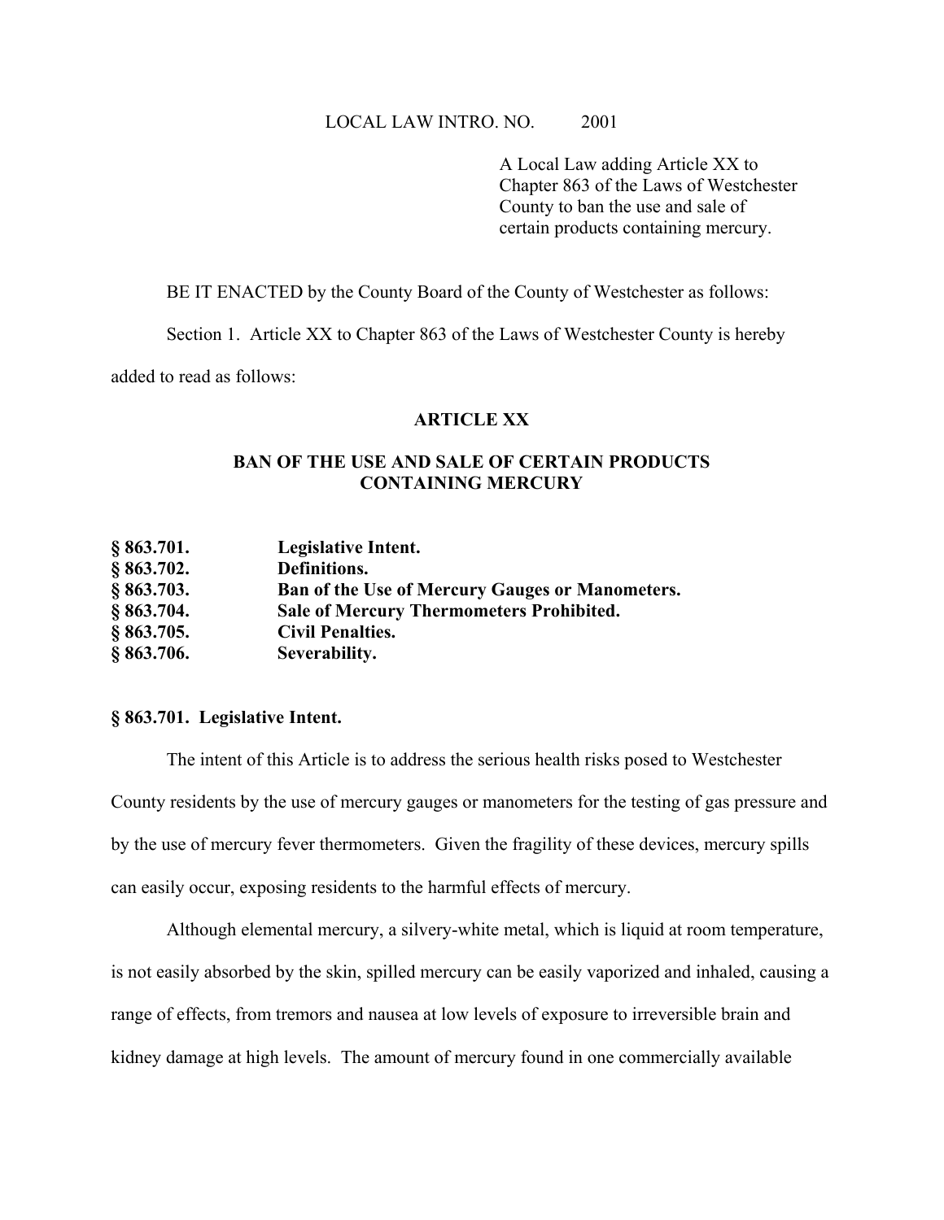LOCAL LAW INTRO. NO. 2001

A Local Law adding Article XX to Chapter 863 of the Laws of Westchester County to ban the use and sale of certain products containing mercury.

BE IT ENACTED by the County Board of the County of Westchester as follows:

Section 1. Article XX to Chapter 863 of the Laws of Westchester County is hereby added to read as follows:

## ARTICLE XX

## BAN OF THE USE AND SALE OF CERTAIN PRODUCTS CONTAINING MERCURY

| | |
|---|---|
| **§ 863.701.** | **Legislative Intent.** |
| **§ 863.702.** | **Definitions.** |
| **§ 863.703.** | **Ban of the Use of Mercury Gauges or Manometers.** |
| **§ 863.704.** | **Sale of Mercury Thermometers Prohibited.** |
| **§ 863.705.** | **Civil Penalties.** |
| **§ 863.706.** | **Severability.** |

### § 863.701. Legislative Intent.

The intent of this Article is to address the serious health risks posed to Westchester County residents by the use of mercury gauges or manometers for the testing of gas pressure and by the use of mercury fever thermometers. Given the fragility of these devices, mercury spills can easily occur, exposing residents to the harmful effects of mercury.

Although elemental mercury, a silvery-white metal, which is liquid at room temperature, is not easily absorbed by the skin, spilled mercury can be easily vaporized and inhaled, causing a range of effects, from tremors and nausea at low levels of exposure to irreversible brain and kidney damage at high levels. The amount of mercury found in one commercially available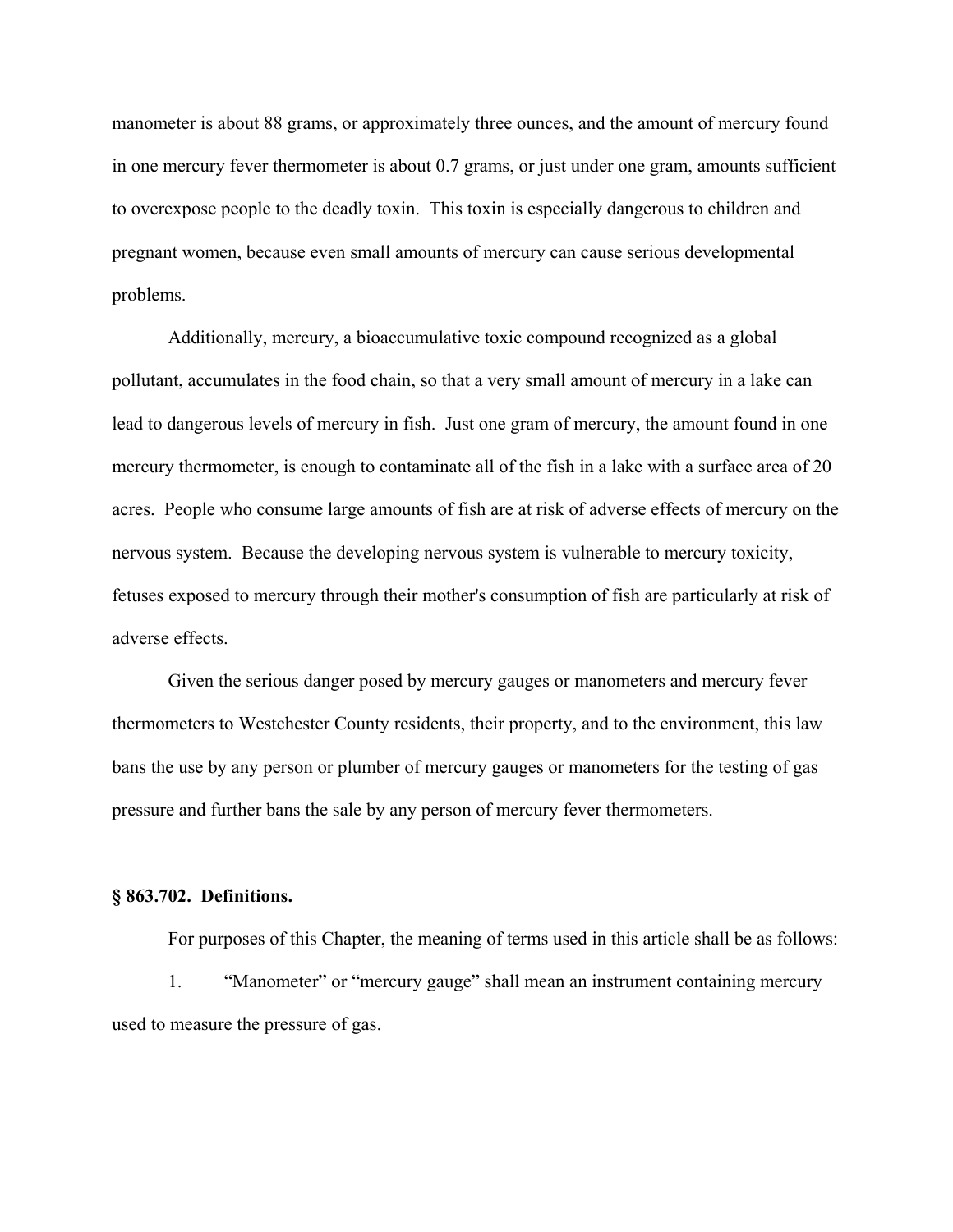manometer is about 88 grams, or approximately three ounces, and the amount of mercury found in one mercury fever thermometer is about 0.7 grams, or just under one gram, amounts sufficient to overexpose people to the deadly toxin. This toxin is especially dangerous to children and pregnant women, because even small amounts of mercury can cause serious developmental problems.

Additionally, mercury, a bioaccumulative toxic compound recognized as a global pollutant, accumulates in the food chain, so that a very small amount of mercury in a lake can lead to dangerous levels of mercury in fish. Just one gram of mercury, the amount found in one mercury thermometer, is enough to contaminate all of the fish in a lake with a surface area of 20 acres. People who consume large amounts of fish are at risk of adverse effects of mercury on the nervous system. Because the developing nervous system is vulnerable to mercury toxicity, fetuses exposed to mercury through their mother's consumption of fish are particularly at risk of adverse effects.

Given the serious danger posed by mercury gauges or manometers and mercury fever thermometers to Westchester County residents, their property, and to the environment, this law bans the use by any person or plumber of mercury gauges or manometers for the testing of gas pressure and further bans the sale by any person of mercury fever thermometers.

**§ 863.702. Definitions.**

For purposes of this Chapter, the meaning of terms used in this article shall be as follows:

1. "Manometer" or "mercury gauge" shall mean an instrument containing mercury used to measure the pressure of gas.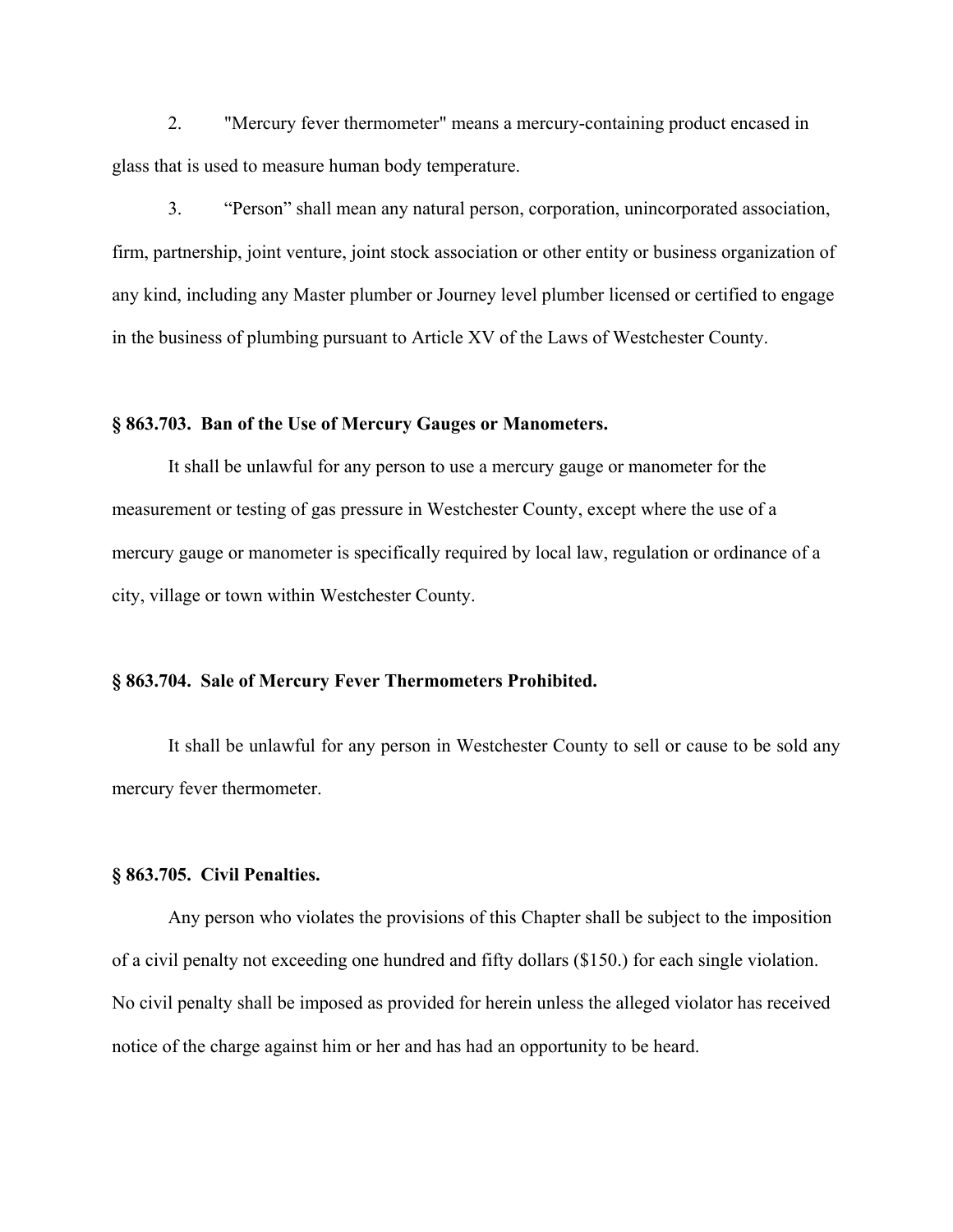2. "Mercury fever thermometer" means a mercury-containing product encased in glass that is used to measure human body temperature.

3. "Person" shall mean any natural person, corporation, unincorporated association, firm, partnership, joint venture, joint stock association or other entity or business organization of any kind, including any Master plumber or Journey level plumber licensed or certified to engage in the business of plumbing pursuant to Article XV of the Laws of Westchester County.

**§ 863.703. Ban of the Use of Mercury Gauges or Manometers.**

It shall be unlawful for any person to use a mercury gauge or manometer for the measurement or testing of gas pressure in Westchester County, except where the use of a mercury gauge or manometer is specifically required by local law, regulation or ordinance of a city, village or town within Westchester County.

**§ 863.704. Sale of Mercury Fever Thermometers Prohibited.**

It shall be unlawful for any person in Westchester County to sell or cause to be sold any mercury fever thermometer.

**§ 863.705. Civil Penalties.**

Any person who violates the provisions of this Chapter shall be subject to the imposition of a civil penalty not exceeding one hundred and fifty dollars ($150.) for each single violation. No civil penalty shall be imposed as provided for herein unless the alleged violator has received notice of the charge against him or her and has had an opportunity to be heard.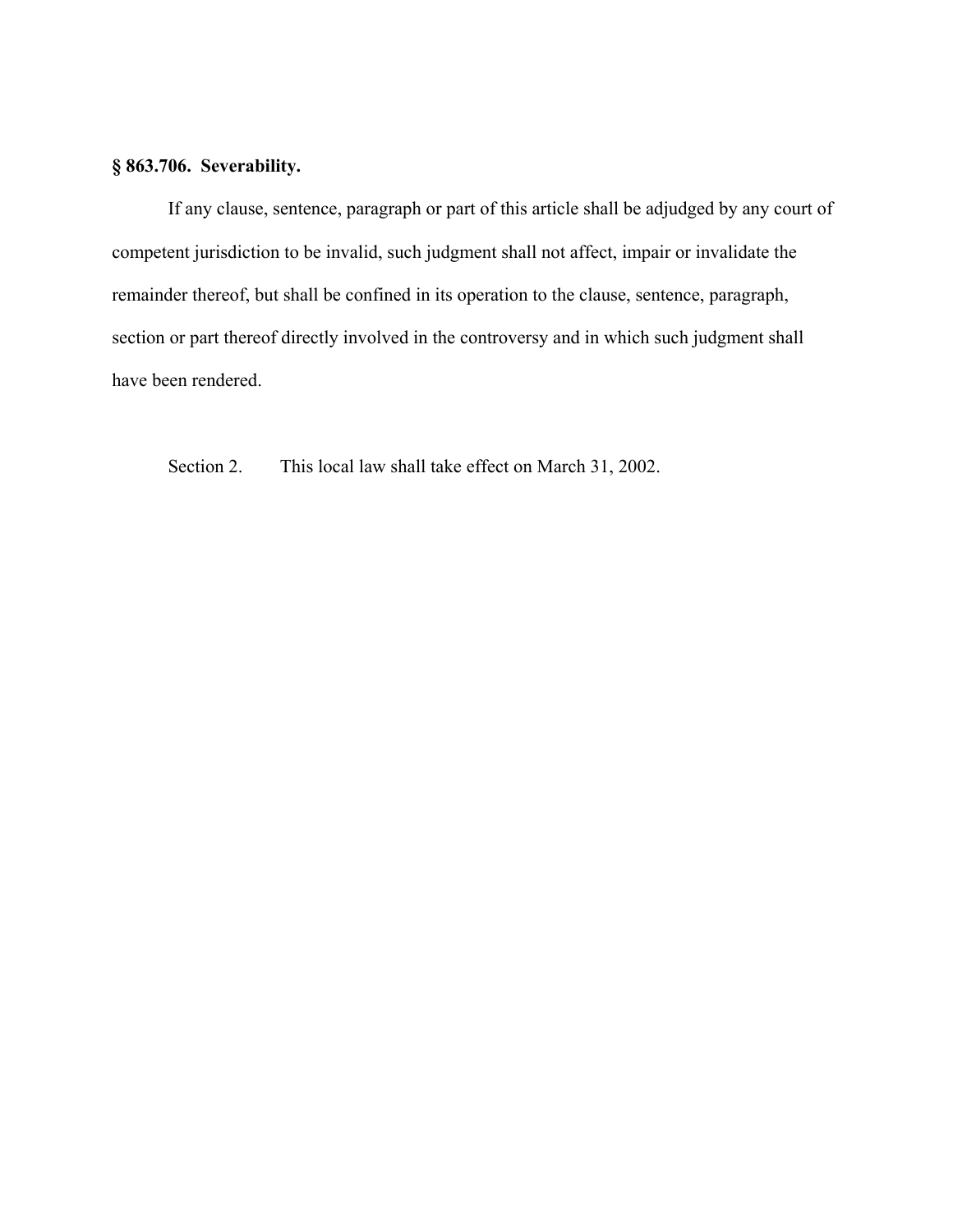**§ 863.706. Severability.**

If any clause, sentence, paragraph or part of this article shall be adjudged by any court of competent jurisdiction to be invalid, such judgment shall not affect, impair or invalidate the remainder thereof, but shall be confined in its operation to the clause, sentence, paragraph, section or part thereof directly involved in the controversy and in which such judgment shall have been rendered.

Section 2. This local law shall take effect on March 31, 2002.